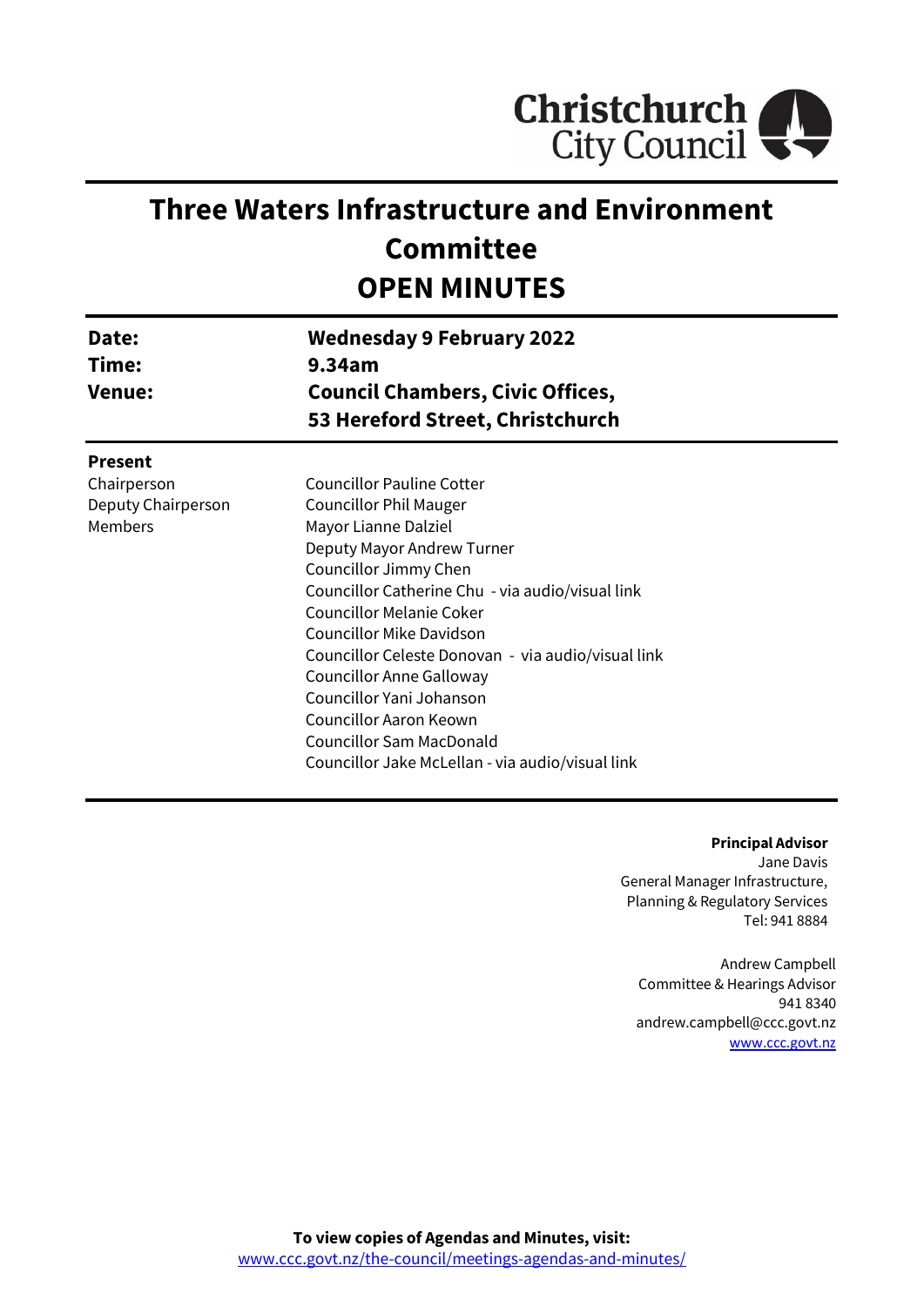Christchurch City Council

# Three Waters Infrastructure and Environment Committee
# OPEN MINUTES

| | |
|---|---|
| **Date:** | **Wednesday 9 February 2022** |
| **Time:** | **9.34am** |
| **Venue:** | **Council Chambers, Civic Offices, 53 Hereford Street, Christchurch** |

**Present**

| | |
|---|---|
| Chairperson | Councillor Pauline Cotter |
| Deputy Chairperson | Councillor Phil Mauger |
| Members | Mayor Lianne Dalziel |
| | Deputy Mayor Andrew Turner |
| | Councillor Jimmy Chen |
| | Councillor Catherine Chu - via audio/visual link |
| | Councillor Melanie Coker |
| | Councillor Mike Davidson |
| | Councillor Celeste Donovan - via audio/visual link |
| | Councillor Anne Galloway |
| | Councillor Yani Johanson |
| | Councillor Aaron Keown |
| | Councillor Sam MacDonald |
| | Councillor Jake McLellan - via audio/visual link |

**Principal Advisor**
Jane Davis
General Manager Infrastructure, Planning & Regulatory Services
Tel: 941 8884

Andrew Campbell
Committee & Hearings Advisor
941 8340
andrew.campbell@ccc.govt.nz
www.ccc.govt.nz

**To view copies of Agendas and Minutes, visit:**
www.ccc.govt.nz/the-council/meetings-agendas-and-minutes/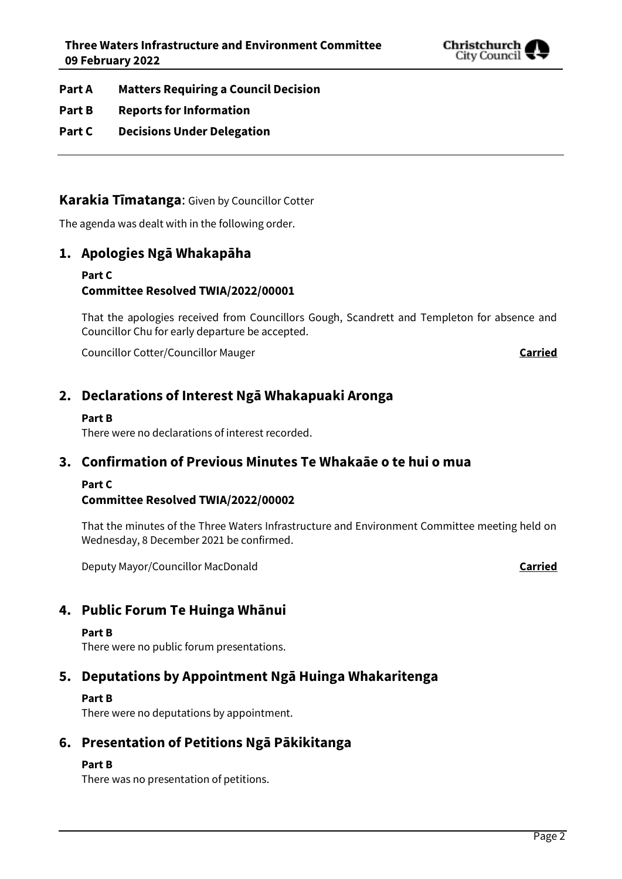**Part A Matters Requiring a Council Decision**

**Part B Reports for Information**

**Part C Decisions Under Delegation**

---

## Karakia Tīmatanga: Given by Councillor Cotter

The agenda was dealt with in the following order.

## 1. Apologies Ngā Whakapāha

**Part C**

**Committee Resolved TWIA/2022/00001**

That the apologies received from Councillors Gough, Scandrett and Templeton for absence and Councillor Chu for early departure be accepted.

Councillor Cotter/Councillor Mauger **Carried**

## 2. Declarations of Interest Ngā Whakapuaki Aronga

**Part B**

There were no declarations of interest recorded.

## 3. Confirmation of Previous Minutes Te Whakaāe o te hui o mua

**Part C**

**Committee Resolved TWIA/2022/00002**

That the minutes of the Three Waters Infrastructure and Environment Committee meeting held on Wednesday, 8 December 2021 be confirmed.

Deputy Mayor/Councillor MacDonald **Carried**

## 4. Public Forum Te Huinga Whānui

**Part B**

There were no public forum presentations.

## 5. Deputations by Appointment Ngā Huinga Whakaritenga

**Part B**

There were no deputations by appointment.

## 6. Presentation of Petitions Ngā Pākikitanga

**Part B**

There was no presentation of petitions.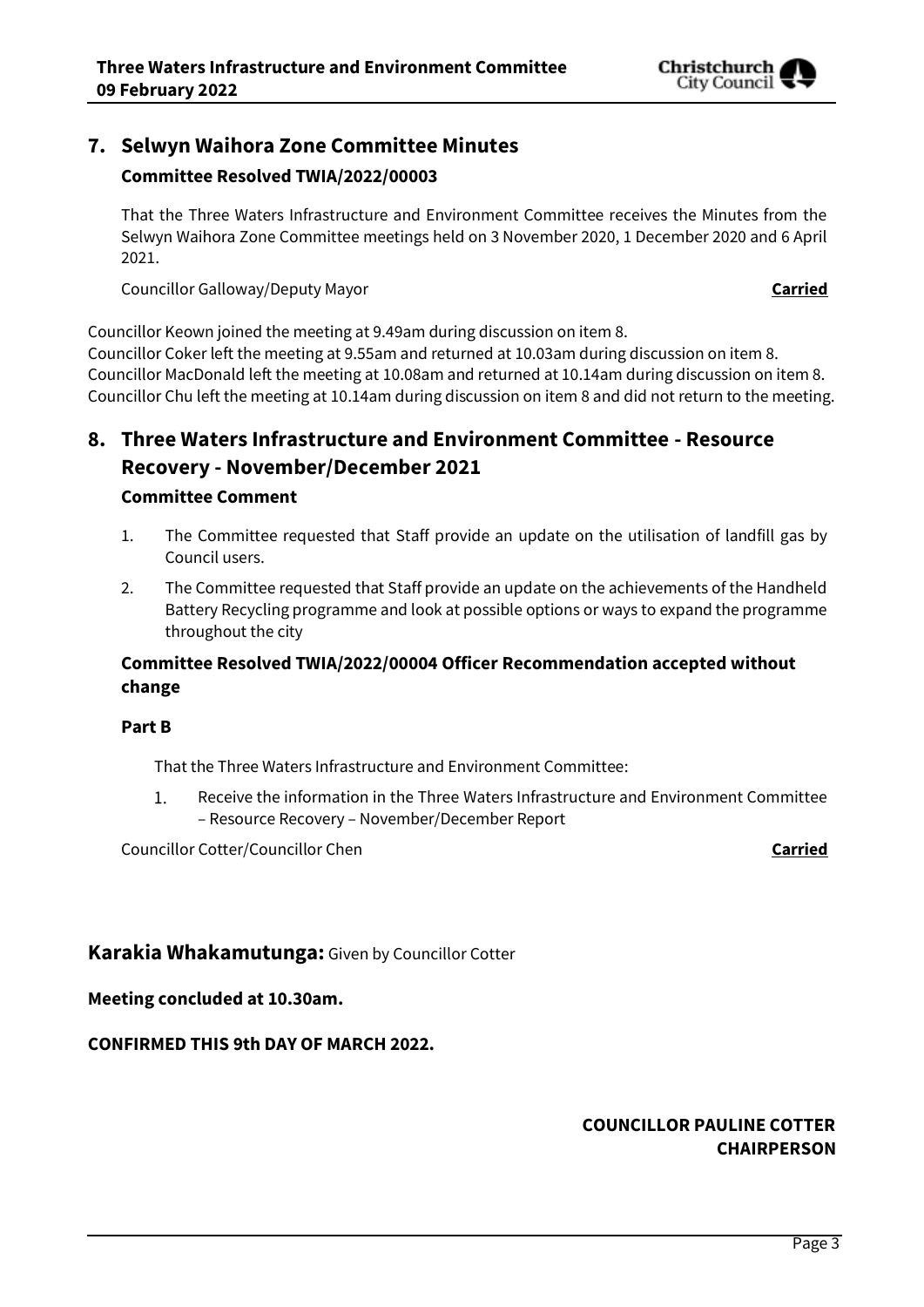## 7. Selwyn Waihora Zone Committee Minutes

### Committee Resolved TWIA/2022/00003

That the Three Waters Infrastructure and Environment Committee receives the Minutes from the Selwyn Waihora Zone Committee meetings held on 3 November 2020, 1 December 2020 and 6 April 2021.

Councillor Galloway/Deputy Mayor **Carried**

Councillor Keown joined the meeting at 9.49am during discussion on item 8.
Councillor Coker left the meeting at 9.55am and returned at 10.03am during discussion on item 8.
Councillor MacDonald left the meeting at 10.08am and returned at 10.14am during discussion on item 8.
Councillor Chu left the meeting at 10.14am during discussion on item 8 and did not return to the meeting.

## 8. Three Waters Infrastructure and Environment Committee - Resource Recovery - November/December 2021

### Committee Comment

1. The Committee requested that Staff provide an update on the utilisation of landfill gas by Council users.
2. The Committee requested that Staff provide an update on the achievements of the Handheld Battery Recycling programme and look at possible options or ways to expand the programme throughout the city

### Committee Resolved TWIA/2022/00004 Officer Recommendation accepted without change

**Part B**

That the Three Waters Infrastructure and Environment Committee:

1. Receive the information in the Three Waters Infrastructure and Environment Committee – Resource Recovery – November/December Report

Councillor Cotter/Councillor Chen **Carried**

**Karakia Whakamutunga:** Given by Councillor Cotter

**Meeting concluded at 10.30am.**

**CONFIRMED THIS 9th DAY OF MARCH 2022.**

**COUNCILLOR PAULINE COTTER**
**CHAIRPERSON**